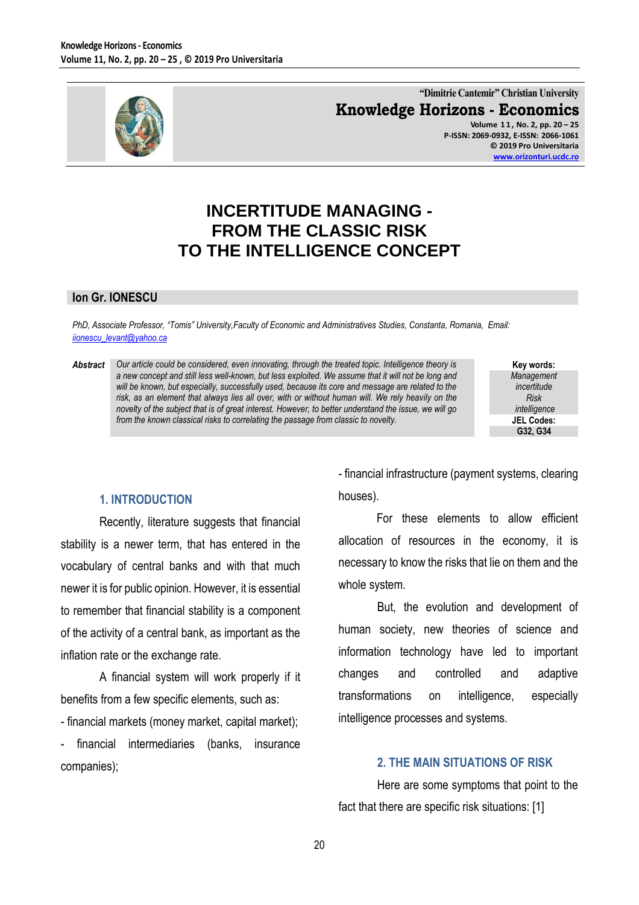# INCERTITUDE MANAGING - FROM THE CLASSIC RISK TO THE INTELLIGENCE CONCEPT

**Ion Gr. IONESCU**

*PhD, Associate Professor, "Tomis" University,Faculty of Economic and Administratives Studies, Constanta, Romania, Email: iionescu_levant@yahoo.ca*

***Abstract*** *Our article could be considered, even innovating, through the treated topic. Intelligence theory is a new concept and still less well-known, but less exploited. We assume that it will not be long and will be known, but especially, successfully used, because its core and message are related to the risk, as an element that always lies all over, with or without human will. We rely heavily on the novelty of the subject that is of great interest. However, to better understand the issue, we will go from the known classical risks to correlating the passage from classic to novelty.*

**Key words:** *Management, incertitude, Risk, intelligence*

**JEL Codes:** G32, G34

## 1. INTRODUCTION

Recently, literature suggests that financial stability is a newer term, that has entered in the vocabulary of central banks and with that much newer it is for public opinion. However, it is essential to remember that financial stability is a component of the activity of a central bank, as important as the inflation rate or the exchange rate.

A financial system will work properly if it benefits from a few specific elements, such as:

- financial markets (money market, capital market);
- financial intermediaries (banks, insurance companies);
- financial infrastructure (payment systems, clearing houses).

For these elements to allow efficient allocation of resources in the economy, it is necessary to know the risks that lie on them and the whole system.

But, the evolution and development of human society, new theories of science and information technology have led to important changes and controlled and adaptive transformations on intelligence, especially intelligence processes and systems.

## 2. THE MAIN SITUATIONS OF RISK

Here are some symptoms that point to the fact that there are specific risk situations: [1]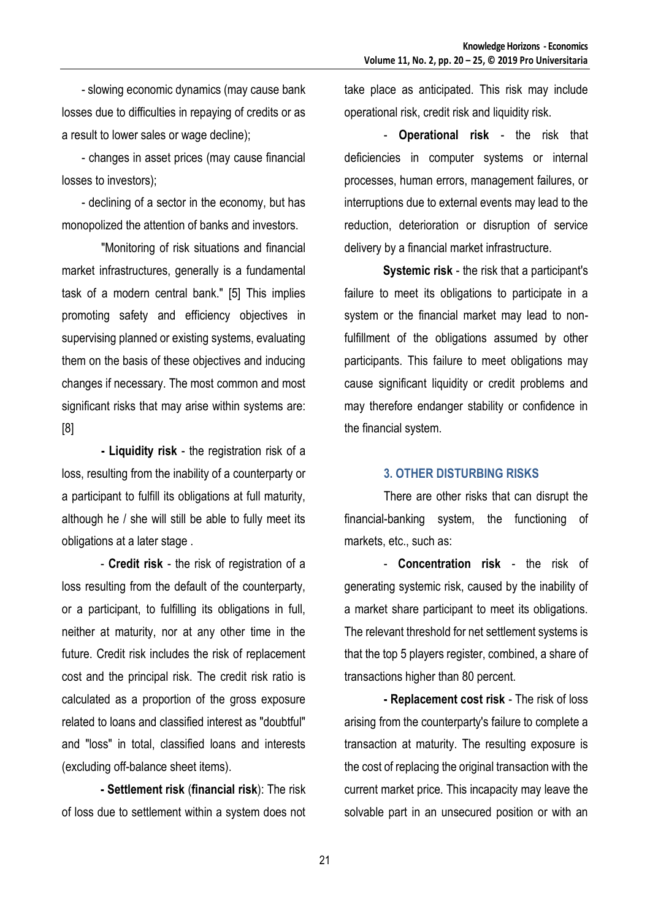- slowing economic dynamics (may cause bank losses due to difficulties in repaying of credits or as a result to lower sales or wage decline);

- changes in asset prices (may cause financial losses to investors);

- declining of a sector in the economy, but has monopolized the attention of banks and investors.

"Monitoring of risk situations and financial market infrastructures, generally is a fundamental task of a modern central bank." [5] This implies promoting safety and efficiency objectives in supervising planned or existing systems, evaluating them on the basis of these objectives and inducing changes if necessary. The most common and most significant risks that may arise within systems are: [8]

**- Liquidity risk** - the registration risk of a loss, resulting from the inability of a counterparty or a participant to fulfill its obligations at full maturity, although he / she will still be able to fully meet its obligations at a later stage .

- **Credit risk** - the risk of registration of a loss resulting from the default of the counterparty, or a participant, to fulfilling its obligations in full, neither at maturity, nor at any other time in the future. Credit risk includes the risk of replacement cost and the principal risk. The credit risk ratio is calculated as a proportion of the gross exposure related to loans and classified interest as "doubtful" and "loss" in total, classified loans and interests (excluding off-balance sheet items).

**- Settlement risk** (**financial risk**): The risk of loss due to settlement within a system does not take place as anticipated. This risk may include operational risk, credit risk and liquidity risk.

- **Operational risk** - the risk that deficiencies in computer systems or internal processes, human errors, management failures, or interruptions due to external events may lead to the reduction, deterioration or disruption of service delivery by a financial market infrastructure.

**Systemic risk** - the risk that a participant's failure to meet its obligations to participate in a system or the financial market may lead to non-fulfillment of the obligations assumed by other participants. This failure to meet obligations may cause significant liquidity or credit problems and may therefore endanger stability or confidence in the financial system.

## 3. OTHER DISTURBING RISKS

There are other risks that can disrupt the financial-banking system, the functioning of markets, etc., such as:

- **Concentration risk** - the risk of generating systemic risk, caused by the inability of a market share participant to meet its obligations. The relevant threshold for net settlement systems is that the top 5 players register, combined, a share of transactions higher than 80 percent.

**- Replacement cost risk** - The risk of loss arising from the counterparty's failure to complete a transaction at maturity. The resulting exposure is the cost of replacing the original transaction with the current market price. This incapacity may leave the solvable part in an unsecured position or with an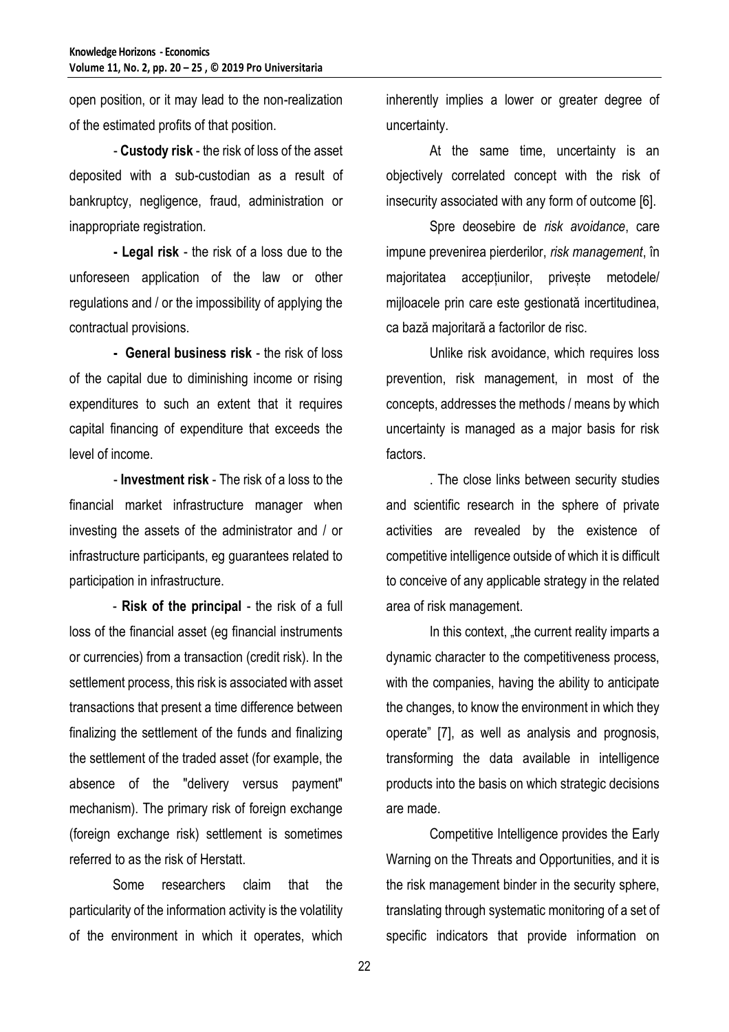open position, or it may lead to the non-realization of the estimated profits of that position.

- **Custody risk** - the risk of loss of the asset deposited with a sub-custodian as a result of bankruptcy, negligence, fraud, administration or inappropriate registration.

**- Legal risk** - the risk of a loss due to the unforeseen application of the law or other regulations and / or the impossibility of applying the contractual provisions.

**- General business risk** - the risk of loss of the capital due to diminishing income or rising expenditures to such an extent that it requires capital financing of expenditure that exceeds the level of income.

- **Investment risk** - The risk of a loss to the financial market infrastructure manager when investing the assets of the administrator and / or infrastructure participants, eg guarantees related to participation in infrastructure.

- **Risk of the principal** - the risk of a full loss of the financial asset (eg financial instruments or currencies) from a transaction (credit risk). In the settlement process, this risk is associated with asset transactions that present a time difference between finalizing the settlement of the funds and finalizing the settlement of the traded asset (for example, the absence of the "delivery versus payment" mechanism). The primary risk of foreign exchange (foreign exchange risk) settlement is sometimes referred to as the risk of Herstatt.

Some researchers claim that the particularity of the information activity is the volatility of the environment in which it operates, which inherently implies a lower or greater degree of uncertainty.

At the same time, uncertainty is an objectively correlated concept with the risk of insecurity associated with any form of outcome [6].

Spre deosebire de *risk avoidance*, care impune prevenirea pierderilor, *risk management*, în majoritatea accepțiunilor, privește metodele/ mijloacele prin care este gestionată incertitudinea, ca bază majoritară a factorilor de risc.

Unlike risk avoidance, which requires loss prevention, risk management, in most of the concepts, addresses the methods / means by which uncertainty is managed as a major basis for risk factors.

. The close links between security studies and scientific research in the sphere of private activities are revealed by the existence of competitive intelligence outside of which it is difficult to conceive of any applicable strategy in the related area of risk management.

In this context, „the current reality imparts a dynamic character to the competitiveness process, with the companies, having the ability to anticipate the changes, to know the environment in which they operate" [7], as well as analysis and prognosis, transforming the data available in intelligence products into the basis on which strategic decisions are made.

Competitive Intelligence provides the Early Warning on the Threats and Opportunities, and it is the risk management binder in the security sphere, translating through systematic monitoring of a set of specific indicators that provide information on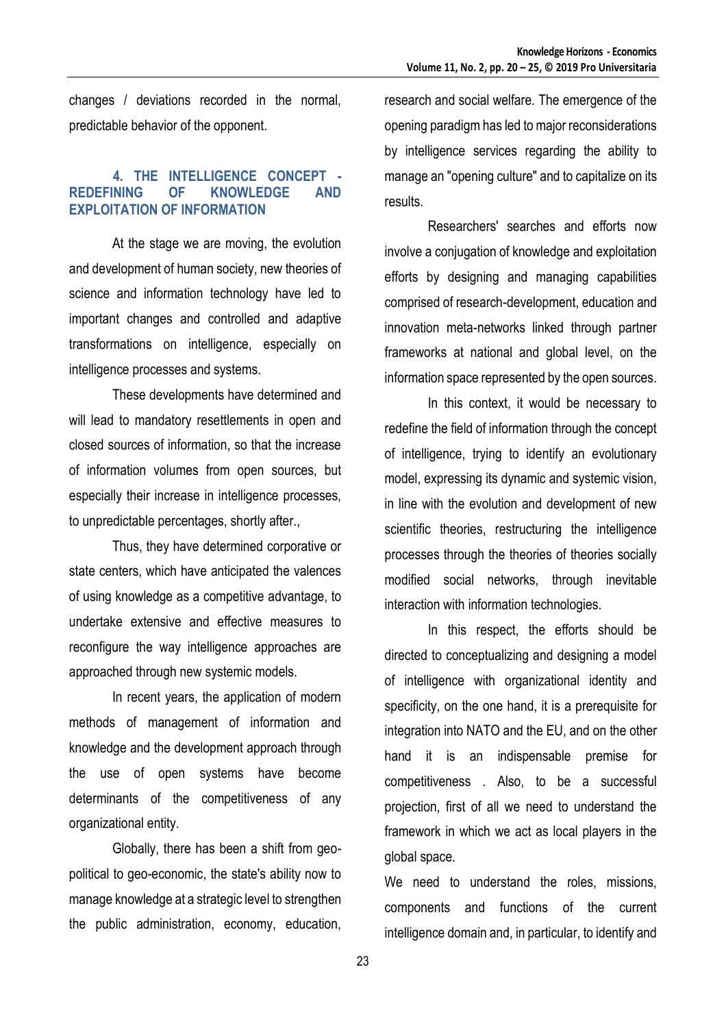changes / deviations recorded in the normal, predictable behavior of the opponent.

### 4. THE INTELLIGENCE CONCEPT - REDEFINING OF KNOWLEDGE AND EXPLOITATION OF INFORMATION

At the stage we are moving, the evolution and development of human society, new theories of science and information technology have led to important changes and controlled and adaptive transformations on intelligence, especially on intelligence processes and systems.

These developments have determined and will lead to mandatory resettlements in open and closed sources of information, so that the increase of information volumes from open sources, but especially their increase in intelligence processes, to unpredictable percentages, shortly after.,

Thus, they have determined corporative or state centers, which have anticipated the valences of using knowledge as a competitive advantage, to undertake extensive and effective measures to reconfigure the way intelligence approaches are approached through new systemic models.

In recent years, the application of modern methods of management of information and knowledge and the development approach through the use of open systems have become determinants of the competitiveness of any organizational entity.

Globally, there has been a shift from geo-political to geo-economic, the state's ability now to manage knowledge at a strategic level to strengthen the public administration, economy, education, research and social welfare. The emergence of the opening paradigm has led to major reconsiderations by intelligence services regarding the ability to manage an "opening culture" and to capitalize on its results.

Researchers' searches and efforts now involve a conjugation of knowledge and exploitation efforts by designing and managing capabilities comprised of research-development, education and innovation meta-networks linked through partner frameworks at national and global level, on the information space represented by the open sources.

In this context, it would be necessary to redefine the field of information through the concept of intelligence, trying to identify an evolutionary model, expressing its dynamic and systemic vision, in line with the evolution and development of new scientific theories, restructuring the intelligence processes through the theories of theories socially modified social networks, through inevitable interaction with information technologies.

In this respect, the efforts should be directed to conceptualizing and designing a model of intelligence with organizational identity and specificity, on the one hand, it is a prerequisite for integration into NATO and the EU, and on the other hand it is an indispensable premise for competitiveness . Also, to be a successful projection, first of all we need to understand the framework in which we act as local players in the global space.

We need to understand the roles, missions, components and functions of the current intelligence domain and, in particular, to identify and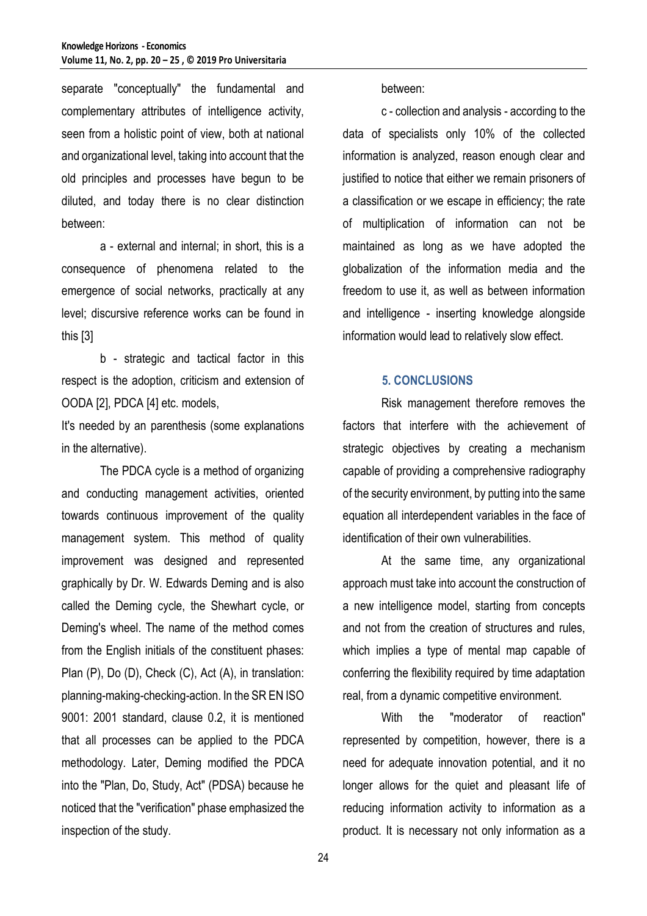separate "conceptually" the fundamental and complementary attributes of intelligence activity, seen from a holistic point of view, both at national and organizational level, taking into account that the old principles and processes have begun to be diluted, and today there is no clear distinction between:

a - external and internal; in short, this is a consequence of phenomena related to the emergence of social networks, practically at any level; discursive reference works can be found in this [3]

b - strategic and tactical factor in this respect is the adoption, criticism and extension of OODA [2], PDCA [4] etc. models,

It's needed by an parenthesis (some explanations in the alternative).

The PDCA cycle is a method of organizing and conducting management activities, oriented towards continuous improvement of the quality management system. This method of quality improvement was designed and represented graphically by Dr. W. Edwards Deming and is also called the Deming cycle, the Shewhart cycle, or Deming's wheel. The name of the method comes from the English initials of the constituent phases: Plan (P), Do (D), Check (C), Act (A), in translation: planning-making-checking-action. In the SR EN ISO 9001: 2001 standard, clause 0.2, it is mentioned that all processes can be applied to the PDCA methodology. Later, Deming modified the PDCA into the "Plan, Do, Study, Act" (PDSA) because he noticed that the "verification" phase emphasized the inspection of the study.

between:

c - collection and analysis - according to the data of specialists only 10% of the collected information is analyzed, reason enough clear and justified to notice that either we remain prisoners of a classification or we escape in efficiency; the rate of multiplication of information can not be maintained as long as we have adopted the globalization of the information media and the freedom to use it, as well as between information and intelligence - inserting knowledge alongside information would lead to relatively slow effect.

## 5. CONCLUSIONS

Risk management therefore removes the factors that interfere with the achievement of strategic objectives by creating a mechanism capable of providing a comprehensive radiography of the security environment, by putting into the same equation all interdependent variables in the face of identification of their own vulnerabilities.

At the same time, any organizational approach must take into account the construction of a new intelligence model, starting from concepts and not from the creation of structures and rules, which implies a type of mental map capable of conferring the flexibility required by time adaptation real, from a dynamic competitive environment.

With the "moderator of reaction" represented by competition, however, there is a need for adequate innovation potential, and it no longer allows for the quiet and pleasant life of reducing information activity to information as a product. It is necessary not only information as a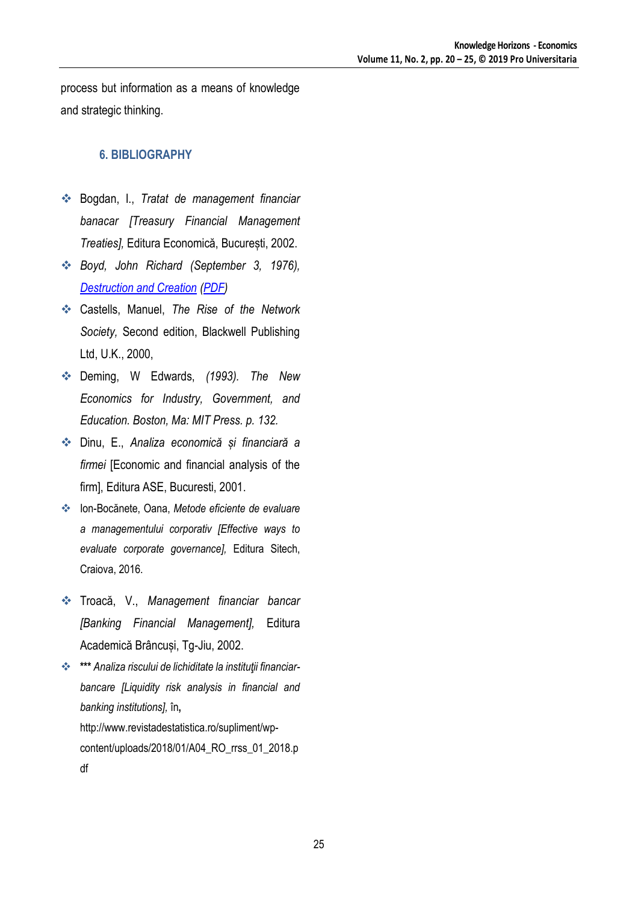process but information as a means of knowledge and strategic thinking.

## 6. BIBLIOGRAPHY

- Bogdan, I., *Tratat de management financiar banacar [Treasury Financial Management Treaties],* Editura Economică, București, 2002.
- *Boyd, John Richard (September 3, 1976), [Destruction and Creation](#) ([PDF](#))*
- Castells, Manuel, *The Rise of the Network Society,* Second edition, Blackwell Publishing Ltd, U.K., 2000,
- Deming, W Edwards, *(1993). The New Economics for Industry, Government, and Education. Boston, Ma: MIT Press. p. 132.*
- Dinu, E., *Analiza economică și financiară a firmei* [Economic and financial analysis of the firm], Editura ASE, Bucuresti, 2001.
- Ion-Bocănete, Oana, *Metode eficiente de evaluare a managementului corporativ [Effective ways to evaluate corporate governance],* Editura Sitech, Craiova, 2016.
- Troacă, V., *Management financiar bancar [Banking Financial Management],* Editura Academică Brâncuși, Tg-Jiu, 2002.
- **\*\*\*** *Analiza riscului de lichiditate la instituţii financiar-bancare [Liquidity risk analysis in financial and banking institutions],* în**,** http://www.revistadestatistica.ro/supliment/wp-content/uploads/2018/01/A04_RO_rrss_01_2018.pdf